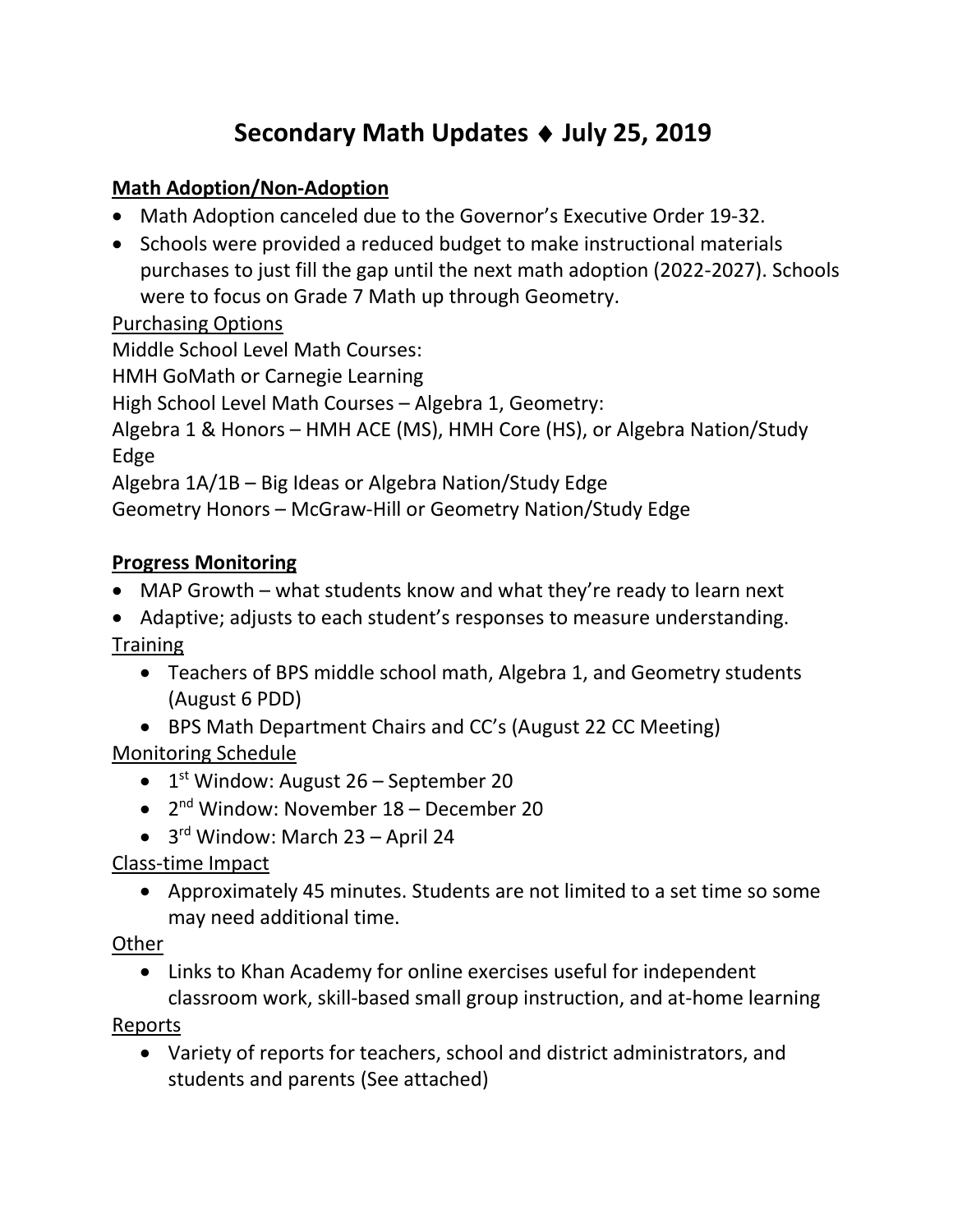# Secondary Math Updates ♦ July 25, 2019

**Math Adoption/Non-Adoption**

- Math Adoption canceled due to the Governor's Executive Order 19-32.
- Schools were provided a reduced budget to make instructional materials purchases to just fill the gap until the next math adoption (2022-2027). Schools were to focus on Grade 7 Math up through Geometry.

Purchasing Options

Middle School Level Math Courses:

HMH GoMath or Carnegie Learning

High School Level Math Courses – Algebra 1, Geometry:

Algebra 1 & Honors – HMH ACE (MS), HMH Core (HS), or Algebra Nation/Study Edge

Algebra 1A/1B – Big Ideas or Algebra Nation/Study Edge

Geometry Honors – McGraw-Hill or Geometry Nation/Study Edge

**Progress Monitoring**

- MAP Growth – what students know and what they're ready to learn next
- Adaptive; adjusts to each student's responses to measure understanding.

Training

- Teachers of BPS middle school math, Algebra 1, and Geometry students (August 6 PDD)
- BPS Math Department Chairs and CC's (August 22 CC Meeting)

Monitoring Schedule

- 1st Window: August 26 – September 20
- 2nd Window: November 18 – December 20
- 3rd Window: March 23 – April 24

Class-time Impact

- Approximately 45 minutes. Students are not limited to a set time so some may need additional time.

Other

- Links to Khan Academy for online exercises useful for independent classroom work, skill-based small group instruction, and at-home learning

Reports

- Variety of reports for teachers, school and district administrators, and students and parents (See attached)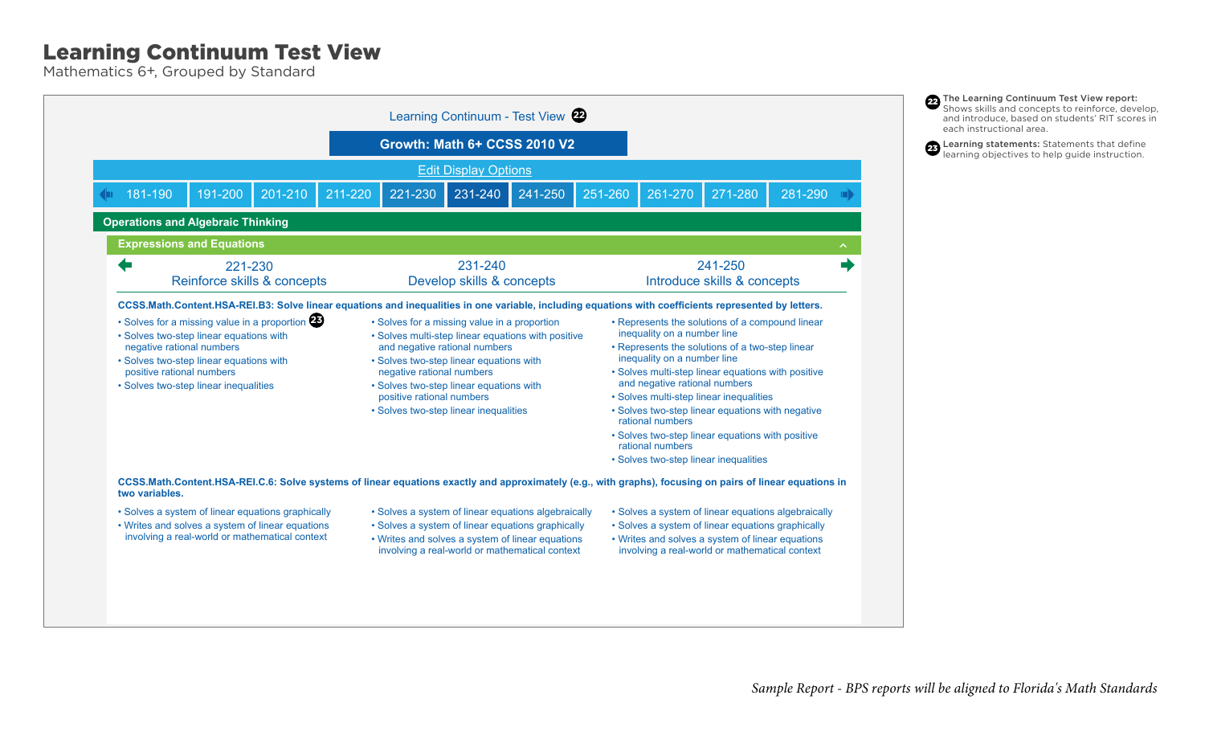# Learning Continuum Test View

Mathematics 6+, Grouped by Standard

Learning Continuum - Test View (22)

**Growth: Math 6+ CCSS 2010 V2**

Edit Display Options

181-190 | 191-200 | 201-210 | 211-220 | 221-230 | 231-240 | 241-250 | 251-260 | 261-270 | 271-280 | 281-290

**Operations and Algebraic Thinking**

**Expressions and Equations**

| 221-230 Reinforce skills & concepts | 231-240 Develop skills & concepts | 241-250 Introduce skills & concepts |
|---|---|---|

**CCSS.Math.Content.HSA-REI.B3: Solve linear equations and inequalities in one variable, including equations with coefficients represented by letters.**

| 221-230 Reinforce skills & concepts | 231-240 Develop skills & concepts | 241-250 Introduce skills & concepts |
|---|---|---|
| • Solves for a missing value in a proportion (23)<br>• Solves two-step linear equations with negative rational numbers<br>• Solves two-step linear equations with positive rational numbers<br>• Solves two-step linear inequalities | • Solves for a missing value in a proportion<br>• Solves multi-step linear equations with positive and negative rational numbers<br>• Solves two-step linear equations with negative rational numbers<br>• Solves two-step linear equations with positive rational numbers<br>• Solves two-step linear inequalities | • Represents the solutions of a compound linear inequality on a number line<br>• Represents the solutions of a two-step linear inequality on a number line<br>• Solves multi-step linear equations with positive and negative rational numbers<br>• Solves multi-step linear inequalities<br>• Solves two-step linear equations with negative rational numbers<br>• Solves two-step linear equations with positive rational numbers<br>• Solves two-step linear inequalities |

**CCSS.Math.Content.HSA-REI.C.6: Solve systems of linear equations exactly and approximately (e.g., with graphs), focusing on pairs of linear equations in two variables.**

| 221-230 Reinforce skills & concepts | 231-240 Develop skills & concepts | 241-250 Introduce skills & concepts |
|---|---|---|
| • Solves a system of linear equations graphically<br>• Writes and solves a system of linear equations involving a real-world or mathematical context | • Solves a system of linear equations algebraically<br>• Solves a system of linear equations graphically<br>• Writes and solves a system of linear equations involving a real-world or mathematical context | • Solves a system of linear equations algebraically<br>• Solves a system of linear equations graphically<br>• Writes and solves a system of linear equations involving a real-world or mathematical context |

(22) **The Learning Continuum Test View report:** Shows skills and concepts to reinforce, develop, and introduce, based on students' RIT scores in each instructional area.

(23) **Learning statements:** Statements that define learning objectives to help guide instruction.

*Sample Report - BPS reports will be aligned to Florida's Math Standards*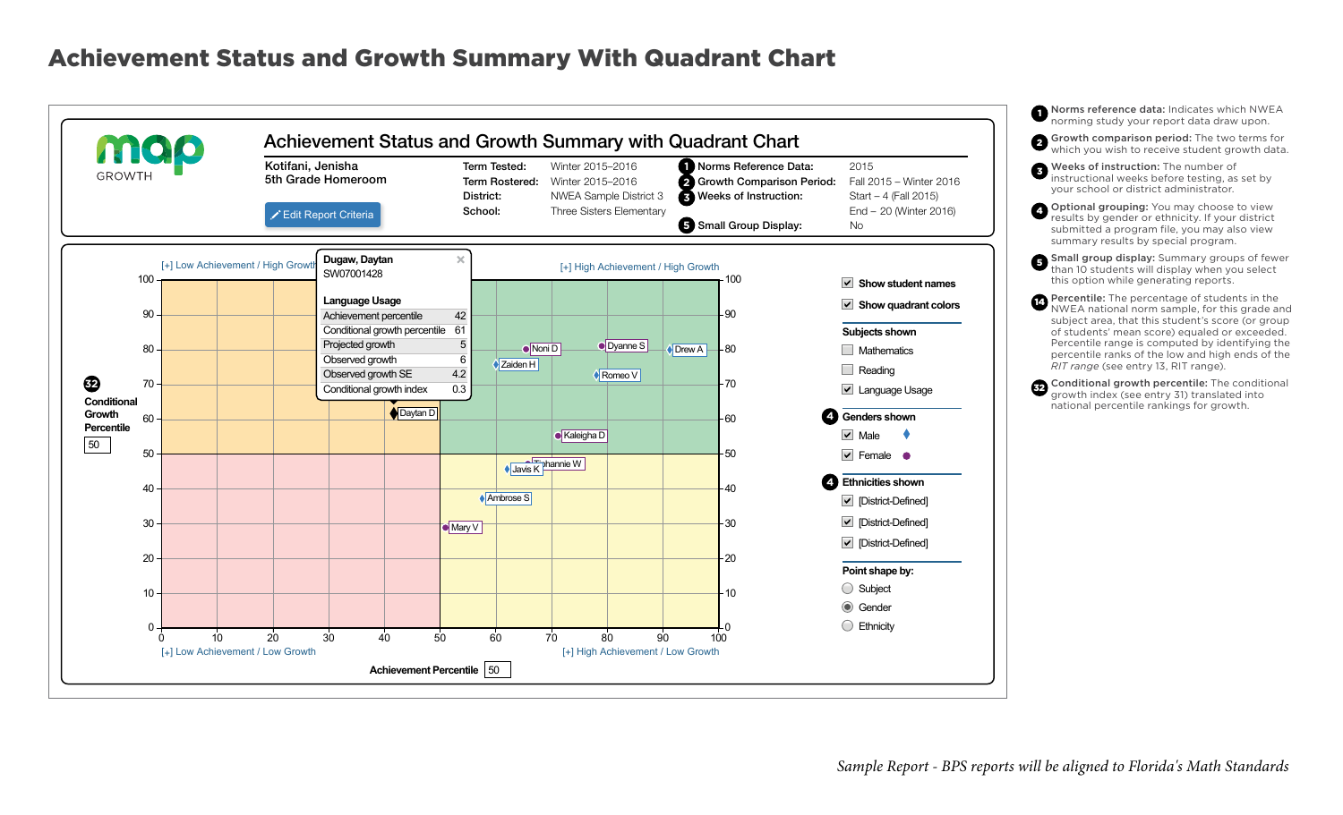# Achievement Status and Growth Summary With Quadrant Chart

## Achievement Status and Growth Summary with Quadrant Chart

MAP GROWTH

Kotifani, Jenisha
5th Grade Homeroom

Edit Report Criteria

| | |
|---|---|
| Term Tested: | Winter 2015–2016 |
| Term Rostered: | Winter 2015–2016 |
| District: | NWEA Sample District 3 |
| School: | Three Sisters Elementary |

| | |
|---|---|
| 1 Norms Reference Data: | 2015 |
| 2 Growth Comparison Period: | Fall 2015 – Winter 2016 |
| 3 Weeks of Instruction: | Start – 4 (Fall 2015) |
| | End – 20 (Winter 2016) |
| 5 Small Group Display: | No |

[+] Low Achievement / High Growth

[+] High Achievement / High Growth

[+] Low Achievement / Low Growth

[+] High Achievement / Low Growth

32 Conditional Growth Percentile: 50

Achievement Percentile: 50

Student labels: Noni D, Dyanne S, Drew A, Zaiden H, Romeo V, Daytan D, Kaleigha D, Tiphannie W, Javis K, Ambrose S, Mary V

**Dugaw, Daytan**
SW07001428

**Language Usage**

| | |
|---|---|
| Achievement percentile | 42 |
| Conditional growth percentile | 61 |
| Projected growth | 5 |
| Observed growth | 6 |
| Observed growth SE | 4.2 |
| Conditional growth index | 0.3 |

- [x] Show student names
- [x] Show quadrant colors

**Subjects shown**
- [ ] Mathematics
- [ ] Reading
- [x] Language Usage

**4 Genders shown**
- [x] Male
- [x] Female

**4 Ethnicities shown**
- [x] [District-Defined]
- [x] [District-Defined]
- [x] [District-Defined]

**Point shape by:**
- ( ) Subject
- (•) Gender
- ( ) Ethnicity

1. **Norms reference data:** Indicates which NWEA norming study your report data draw upon.
2. **Growth comparison period:** The two terms for which you wish to receive student growth data.
3. **Weeks of instruction:** The number of instructional weeks before testing, as set by your school or district administrator.
4. **Optional grouping:** You may choose to view results by gender or ethnicity. If your district submitted a program file, you may also view summary results by special program.
5. **Small group display:** Summary groups of fewer than 10 students will display when you select this option while generating reports.

14. **Percentile:** The percentage of students in the NWEA national norm sample, for this grade and subject area, that this student's score (or group of students' mean score) equaled or exceeded. Percentile range is computed by identifying the percentile ranks of the low and high ends of the *RIT range* (see entry 13, RIT range).

32. **Conditional growth percentile:** The conditional growth index (see entry 31) translated into national percentile rankings for growth.

*Sample Report - BPS reports will be aligned to Florida's Math Standards*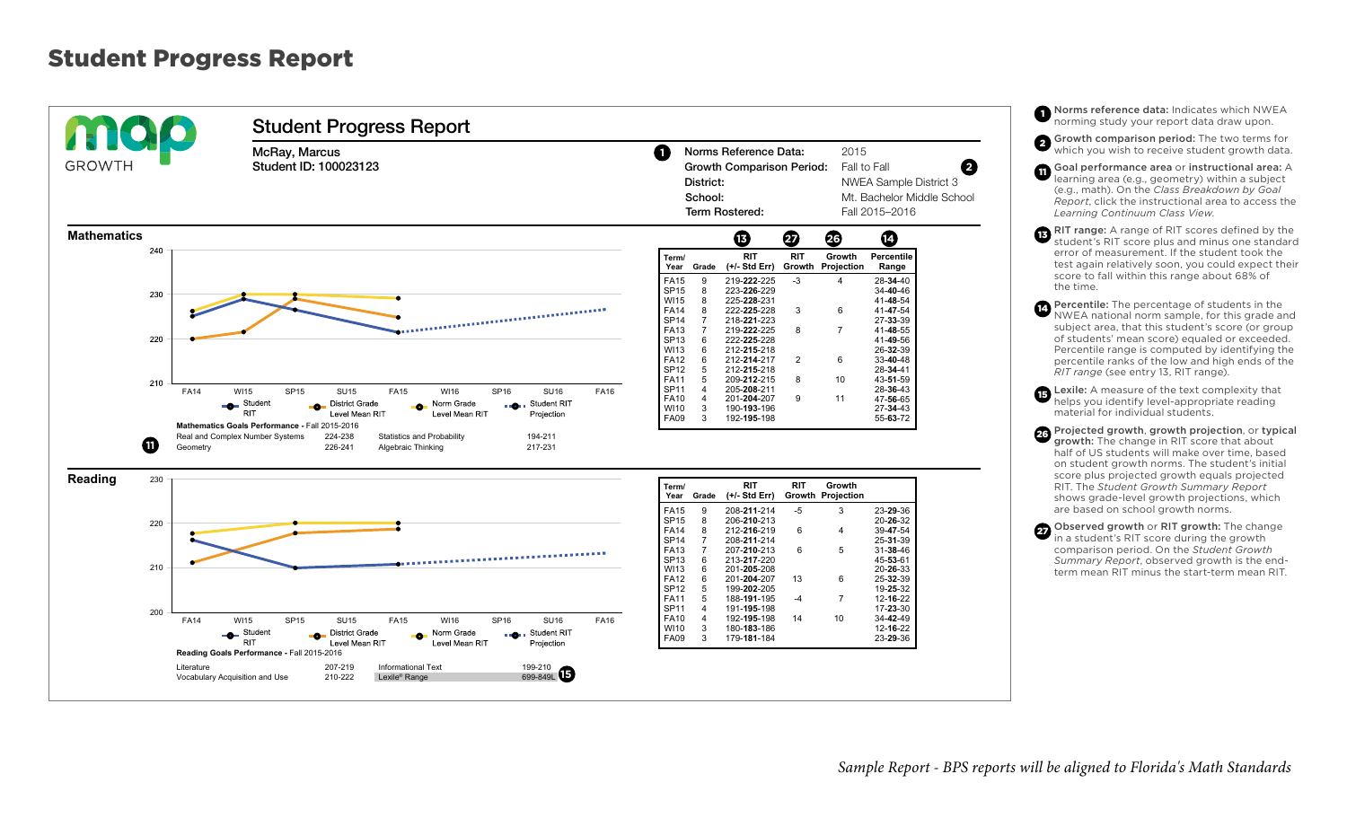# Student Progress Report

## Student Progress Report

McRay, Marcus
Student ID: 100023123

(1) Norms Reference Data: 2015
Growth Comparison Period: Fall to Fall (2)
District: NWEA Sample District 3
School: Mt. Bachelor Middle School
Term Rostered: Fall 2015–2016

### Mathematics

Legend: Student RIT; District Grade Level Mean RIT; Norm Grade Level Mean RIT; Student RIT Projection

**Mathematics Goals Performance** - Fall 2015-2016 (11)

| | | | |
|---|---|---|---|
| Real and Complex Number Systems | 224-238 | Statistics and Probability | 194-211 |
| Geometry | 226-241 | Algebraic Thinking | 217-231 |

| Term/ Year | Grade | RIT (+/- Std Err) (13) | RIT Growth (27) | Growth Projection (26) | Percentile Range (14) |
|---|---|---|---|---|---|
| FA15 | 9 | 219-**222**-225 | -3 | 4 | 28-**34**-40 |
| SP15 | 8 | 223-**226**-229 | | | 34-**40**-46 |
| WI15 | 8 | 225-**228**-231 | | | 41-**48**-54 |
| FA14 | 8 | 222-**225**-228 | 3 | 6 | 41-**47**-54 |
| SP14 | 7 | 218-**221**-223 | | | 27-**33**-39 |
| FA13 | 7 | 219-**222**-225 | 8 | 7 | 41-**48**-55 |
| SP13 | 6 | 222-**225**-228 | | | 41-**49**-56 |
| WI13 | 6 | 212-**215**-218 | | | 26-**32**-39 |
| FA12 | 6 | 212-**214**-217 | 2 | 6 | 33-**40**-48 |
| SP12 | 5 | 212-**215**-218 | | | 28-**34**-41 |
| FA11 | 5 | 209-**212**-215 | 8 | 10 | 43-**51**-59 |
| SP11 | 4 | 205-**208**-211 | | | 28-**36**-43 |
| FA10 | 4 | 201-**204**-207 | 9 | 11 | 47-**56**-65 |
| WI10 | 3 | 190-**193**-196 | | | 27-**34**-43 |
| FA09 | 3 | 192-**195**-198 | | | 55-**63**-72 |

### Reading

Legend: Student RIT; District Grade Level Mean RIT; Norm Grade Level Mean RIT; Student RIT Projection

**Reading Goals Performance** - Fall 2015-2016

| | | | |
|---|---|---|---|
| Literature | 207-219 | Informational Text | 199-210 |
| Vocabulary Acquisition and Use | 210-222 | Lexile® Range | 699-849L (15) |

| Term/ Year | Grade | RIT (+/- Std Err) | RIT Growth | Growth Projection | |
|---|---|---|---|---|---|
| FA15 | 9 | 208-**211**-214 | -5 | 3 | 23-**29**-36 |
| SP15 | 8 | 206-**210**-213 | | | 20-**26**-32 |
| FA14 | 8 | 212-**216**-219 | 6 | 4 | 39-**47**-54 |
| SP14 | 7 | 208-**211**-214 | | | 25-**31**-39 |
| FA13 | 7 | 207-**210**-213 | 6 | 5 | 31-**38**-46 |
| SP13 | 6 | 213-**217**-220 | | | 45-**53**-61 |
| WI13 | 6 | 201-**205**-208 | | | 20-**26**-33 |
| FA12 | 6 | 201-**204**-207 | 13 | 6 | 25-**32**-39 |
| SP12 | 5 | 199-**202**-205 | | | 19-**25**-32 |
| FA11 | 5 | 188-**191**-195 | -4 | 7 | 12-**16**-22 |
| SP11 | 4 | 191-**195**-198 | | | 17-**23**-30 |
| FA10 | 4 | 192-**195**-198 | 14 | 10 | 34-**42**-49 |
| WI10 | 3 | 180-**183**-186 | | | 12-**16**-22 |
| FA09 | 3 | 179-**181**-184 | | | 23-**29**-36 |

(1) **Norms reference data:** Indicates which NWEA norming study your report data draw upon.

(2) **Growth comparison period:** The two terms for which you wish to receive student growth data.

(11) **Goal performance area** or **instructional area:** A learning area (e.g., geometry) within a subject (e.g., math). On the *Class Breakdown by Goal Report*, click the instructional area to access the *Learning Continuum Class View.*

(13) **RIT range:** A range of RIT scores defined by the student's RIT score plus and minus one standard error of measurement. If the student took the test again relatively soon, you could expect their score to fall within this range about 68% of the time.

(14) **Percentile:** The percentage of students in the NWEA national norm sample, for this grade and subject area, that this student's score (or group of students' mean score) equaled or exceeded. Percentile range is computed by identifying the percentile ranks of the low and high ends of the *RIT range* (see entry 13, RIT range).

(15) **Lexile:** A measure of the text complexity that helps you identify level-appropriate reading material for individual students.

(26) **Projected growth**, **growth projection**, or **typical growth:** The change in RIT score that about half of US students will make over time, based on student growth norms. The student's initial score plus projected growth equals projected RIT. The *Student Growth Summary Report* shows grade-level growth projections, which are based on school growth norms.

(27) **Observed growth** or **RIT growth:** The change in a student's RIT score during the growth comparison period. On the *Student Growth Summary Report*, observed growth is the end-term mean RIT minus the start-term mean RIT.

*Sample Report - BPS reports will be aligned to Florida's Math Standards*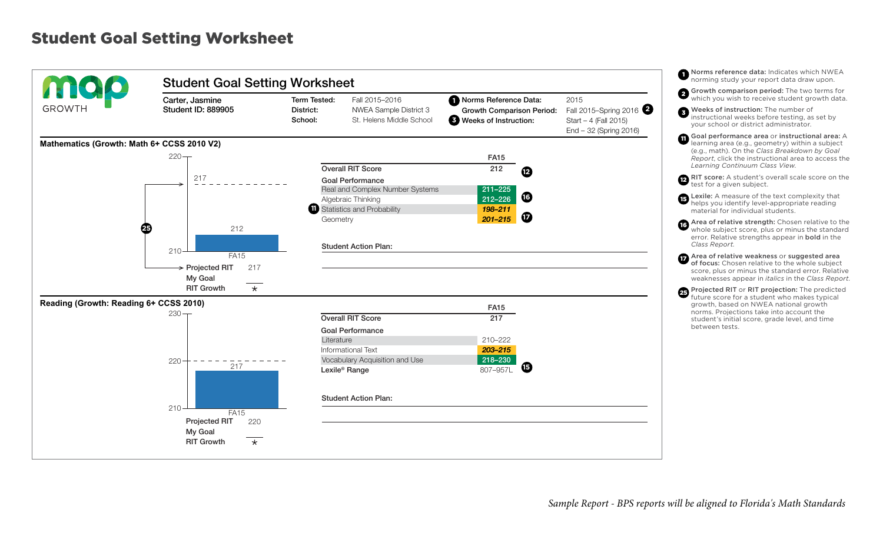# Student Goal Setting Worksheet

**MAP GROWTH**

## Student Goal Setting Worksheet

| | | | |
|---|---|---|---|
| **Carter, Jasmine** | **Term Tested:** Fall 2015–2016 | **(1) Norms Reference Data:** | 2015 |
| **Student ID: 889905** | **District:** NWEA Sample District 3 | **Growth Comparison Period:** | Fall 2015–Spring 2016 (2) |
| | **School:** St. Helens Middle School | **(3) Weeks of Instruction:** | Start – 4 (Fall 2015) End – 32 (Spring 2016) |

### Mathematics (Growth: Math 6+ CCSS 2010 V2)

Chart: FA15 bar at 212; projected goal line at 217 (25); axis 210–220.

| | |
|---|---|
| Projected RIT | 217 |
| My Goal | |
| RIT Growth | * |

| | FA15 |
|---|---|
| **Overall RIT Score** | 212 (12) |
| **Goal Performance** | |
| Real and Complex Number Systems | **211–225** |
| Algebraic Thinking | **212–226** (16) |
| (11) Statistics and Probability | ***198–211*** |
| Geometry | ***201–215*** (17) |

**Student Action Plan:**

### Reading (Growth: Reading 6+ CCSS 2010)

Chart: FA15 bar at 217; projected goal line at 220; axis 210–230.

| | |
|---|---|
| Projected RIT | 220 |
| My Goal | |
| RIT Growth | * |

| | FA15 |
|---|---|
| **Overall RIT Score** | 217 |
| **Goal Performance** | |
| Literature | 210–222 |
| Informational Text | ***203–215*** |
| Vocabulary Acquisition and Use | **218–230** |
| **Lexile® Range** | 807–957L (15) |

**Student Action Plan:**

---

1. **Norms reference data:** Indicates which NWEA norming study your report data draw upon.
2. **Growth comparison period:** The two terms for which you wish to receive student growth data.
3. **Weeks of instruction:** The number of instructional weeks before testing, as set by your school or district administrator.
11. **Goal performance area** or **instructional area:** A learning area (e.g., geometry) within a subject (e.g., math). On the *Class Breakdown by Goal Report*, click the instructional area to access the *Learning Continuum Class View*.
12. **RIT score:** A student's overall scale score on the test for a given subject.
15. **Lexile:** A measure of the text complexity that helps you identify level-appropriate reading material for individual students.
16. **Area of relative strength:** Chosen relative to the whole subject score, plus or minus the standard error. Relative strengths appear in **bold** in the *Class Report*.
17. **Area of relative weakness** or **suggested area of focus:** Chosen relative to the whole subject score, plus or minus the standard error. Relative weaknesses appear in *italics* in the *Class Report*.
25. **Projected RIT** or **RIT projection:** The predicted future score for a student who makes typical growth, based on NWEA national growth norms. Projections take into account the student's initial score, grade level, and time between tests.

*Sample Report - BPS reports will be aligned to Florida's Math Standards*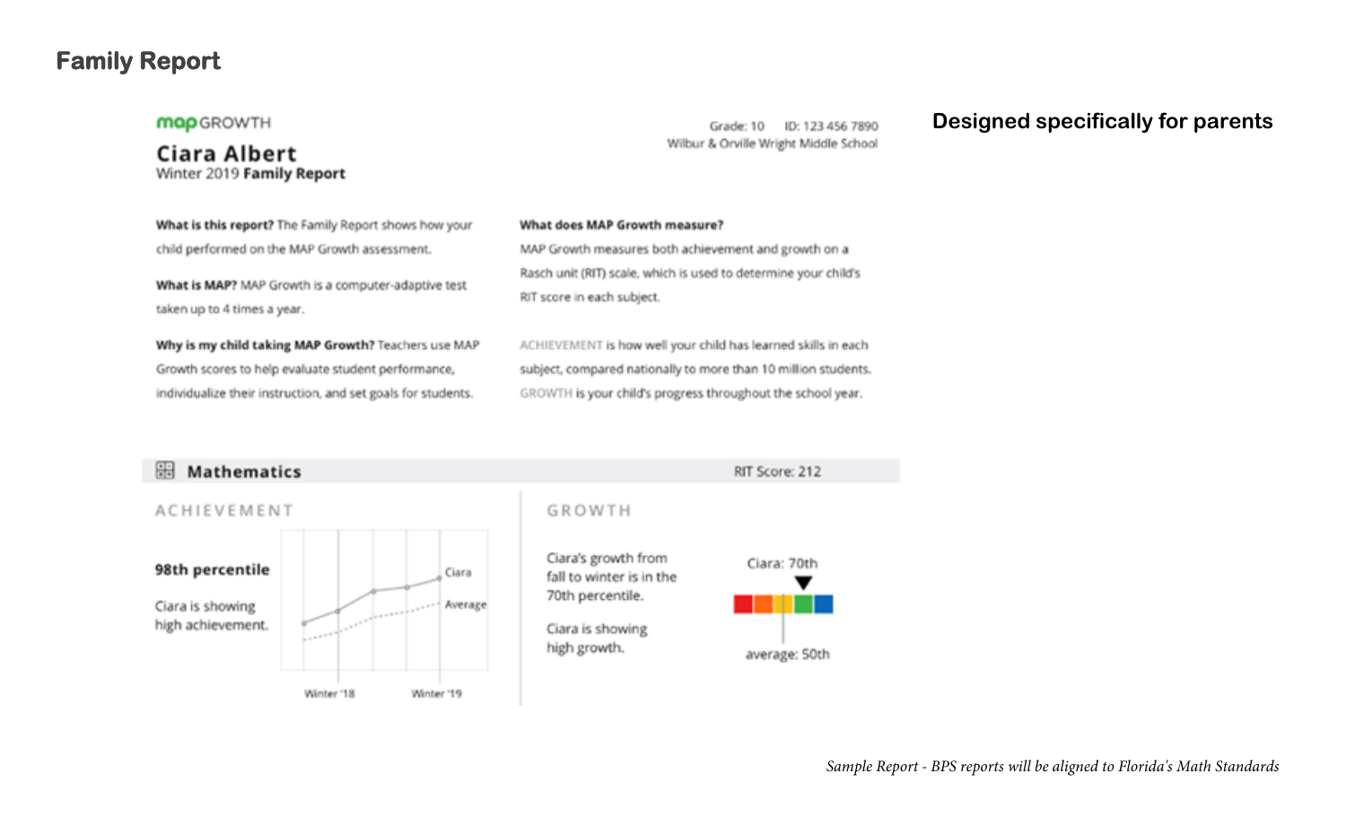## Family Report

**Designed specifically for parents**

map GROWTH

# Ciara Albert

Winter 2019 **Family Report**

Grade: 10 ID: 123 456 7890
Wilbur & Orville Wright Middle School

**What is this report?** The Family Report shows how your child performed on the MAP Growth assessment.

**What is MAP?** MAP Growth is a computer-adaptive test taken up to 4 times a year.

**Why is my child taking MAP Growth?** Teachers use MAP Growth scores to help evaluate student performance, individualize their instruction, and set goals for students.

**What does MAP Growth measure?**
MAP Growth measures both achievement and growth on a Rasch unit (RIT) scale, which is used to determine your child's RIT score in each subject.

ACHIEVEMENT is how well your child has learned skills in each subject, compared nationally to more than 10 million students. GROWTH is your child's progress throughout the school year.

### Mathematics

RIT Score: 212

**ACHIEVEMENT**

**98th percentile**

Ciara is showing high achievement.

Ciara
Average
Winter '18
Winter '19

**GROWTH**

Ciara's growth from fall to winter is in the 70th percentile.

Ciara is showing high growth.

Ciara: 70th
average: 50th

*Sample Report - BPS reports will be aligned to Florida's Math Standards*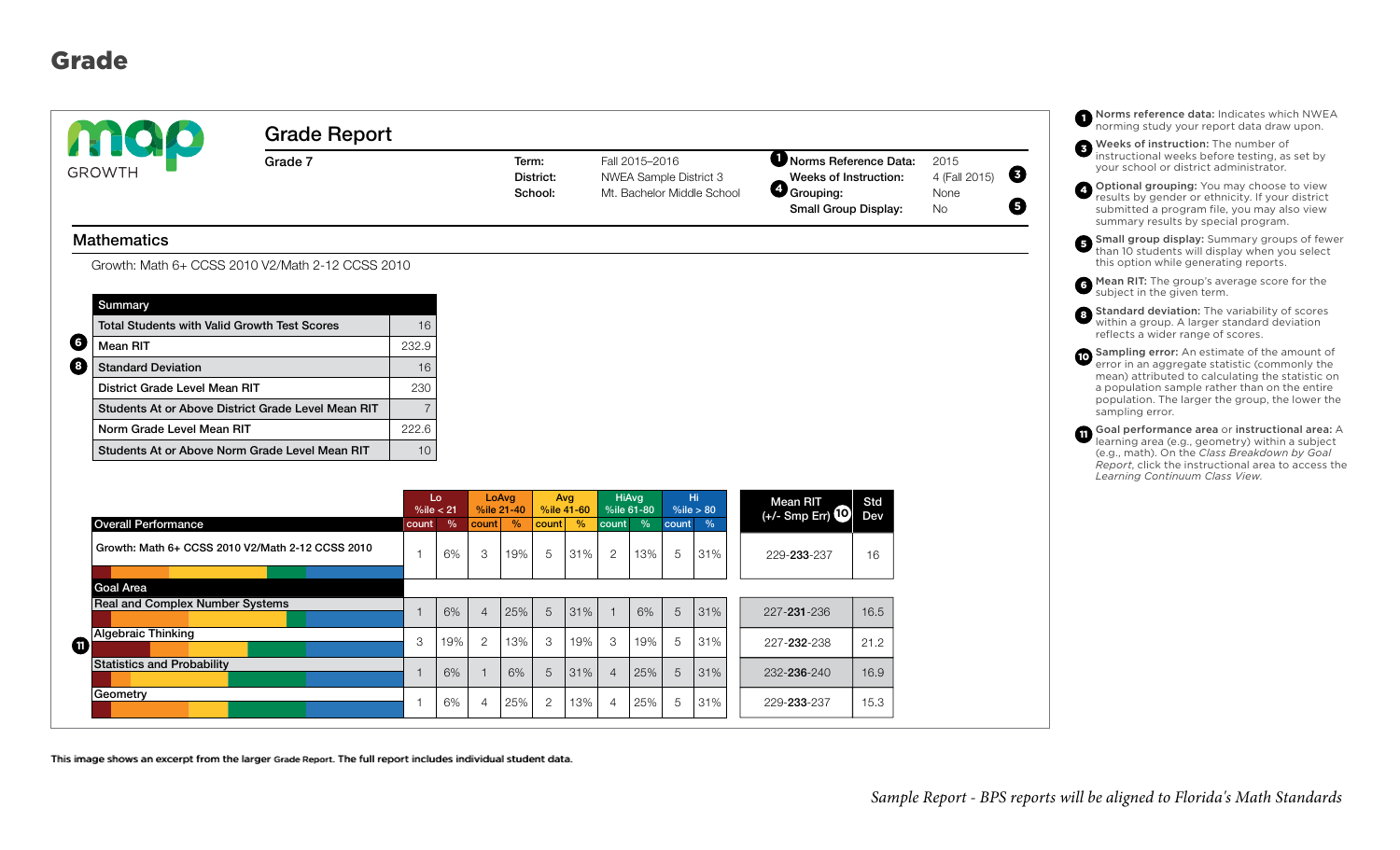# Grade

MAP GROWTH

## Grade Report

Grade 7

| | | | |
|---|---|---|---|
| Term: | Fall 2015–2016 | Norms Reference Data: (1) | 2015 |
| District: | NWEA Sample District 3 | Weeks of Instruction: (3) | 4 (Fall 2015) |
| School: | Mt. Bachelor Middle School | Grouping: (4) | None |
| | | Small Group Display: (5) | No |

### Mathematics

Growth: Math 6+ CCSS 2010 V2/Math 2-12 CCSS 2010

| Summary | |
|---|---|
| Total Students with Valid Growth Test Scores | 16 |
| (6) Mean RIT | 232.9 |
| (8) Standard Deviation | 16 |
| District Grade Level Mean RIT | 230 |
| Students At or Above District Grade Level Mean RIT | 7 |
| Norm Grade Level Mean RIT | 222.6 |
| Students At or Above Norm Grade Level Mean RIT | 10 |

| | Lo %ile < 21 | | LoAvg %ile 21-40 | | Avg %ile 41-60 | | HiAvg %ile 61-80 | | Hi %ile > 80 | | Mean RIT (+/- Smp Err) (10) | Std Dev |
|---|---|---|---|---|---|---|---|---|---|---|---|---|
| **Overall Performance** | count | % | count | % | count | % | count | % | count | % | | |
| Growth: Math 6+ CCSS 2010 V2/Math 2-12 CCSS 2010 | 1 | 6% | 3 | 19% | 5 | 31% | 2 | 13% | 5 | 31% | 229-**233**-237 | 16 |
| **Goal Area** (11) | | | | | | | | | | | | |
| Real and Complex Number Systems | 1 | 6% | 4 | 25% | 5 | 31% | 1 | 6% | 5 | 31% | 227-**231**-236 | 16.5 |
| Algebraic Thinking | 3 | 19% | 2 | 13% | 3 | 19% | 3 | 19% | 5 | 31% | 227-**232**-238 | 21.2 |
| Statistics and Probability | 1 | 6% | 1 | 6% | 5 | 31% | 4 | 25% | 5 | 31% | 232-**236**-240 | 16.9 |
| Geometry | 1 | 6% | 4 | 25% | 2 | 13% | 4 | 25% | 5 | 31% | 229-**233**-237 | 15.3 |

1. **Norms reference data:** Indicates which NWEA norming study your report data draw upon.
3. **Weeks of instruction:** The number of instructional weeks before testing, as set by your school or district administrator.
4. **Optional grouping:** You may choose to view results by gender or ethnicity. If your district submitted a program file, you may also view summary results by special program.
5. **Small group display:** Summary groups of fewer than 10 students will display when you select this option while generating reports.
6. **Mean RIT:** The group's average score for the subject in the given term.
8. **Standard deviation:** The variability of scores within a group. A larger standard deviation reflects a wider range of scores.
10. **Sampling error:** An estimate of the amount of error in an aggregate statistic (commonly the mean) attributed to calculating the statistic on a population sample rather than on the entire population. The larger the group, the lower the sampling error.
11. **Goal performance area** or **instructional area:** A learning area (e.g., geometry) within a subject (e.g., math). On the *Class Breakdown by Goal Report*, click the instructional area to access the *Learning Continuum Class View.*

**This image shows an excerpt from the larger Grade Report. The full report includes individual student data.**

*Sample Report - BPS reports will be aligned to Florida's Math Standards*